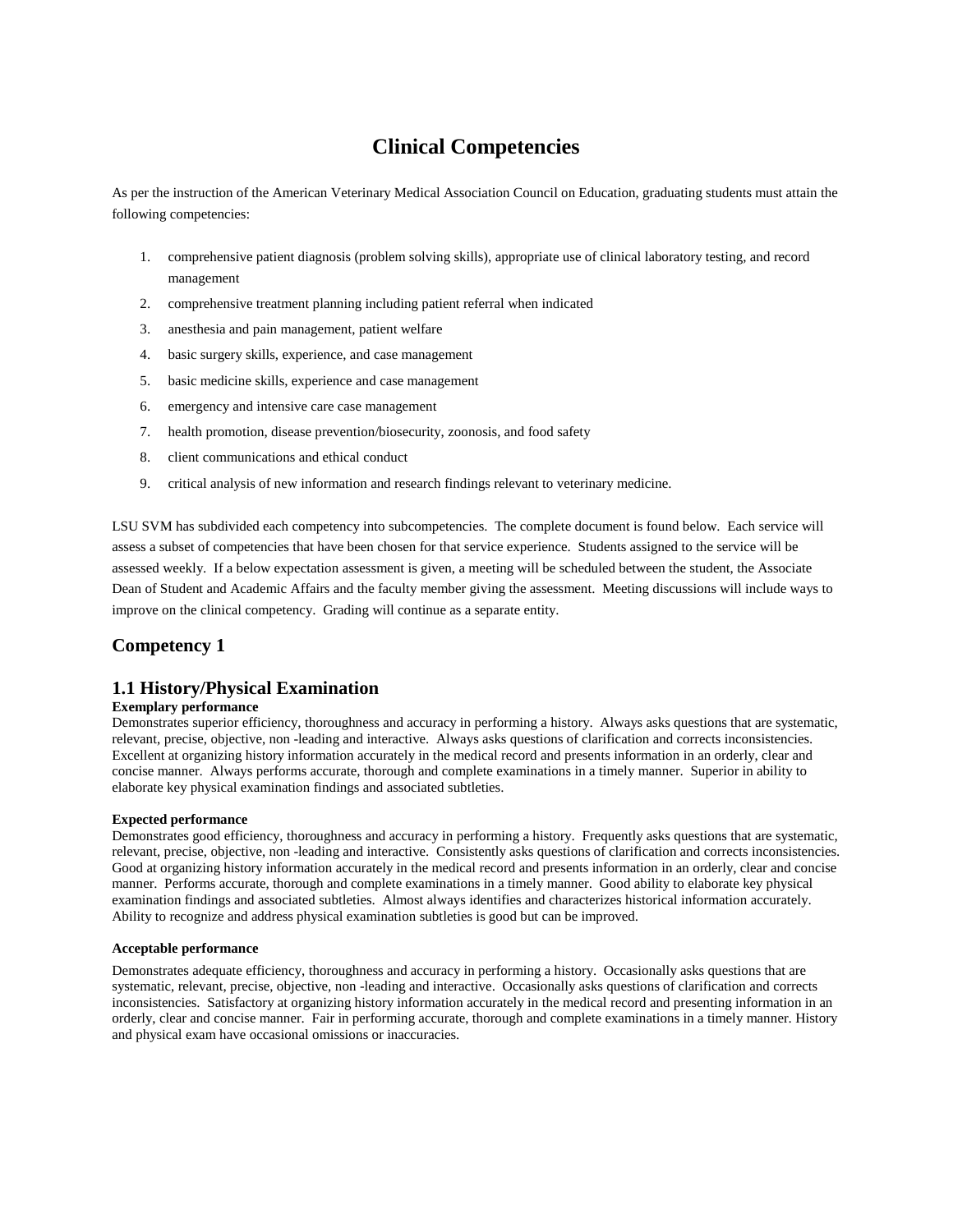# Clinical Competencies

As per the instruction of the American Veterinary Medical Association Council on Education, graduating students must attain the following competencies:

1. comprehensive patient diagnosis (problem solving skills), appropriate use of clinical laboratory testing, and record management
2. comprehensive treatment planning including patient referral when indicated
3. anesthesia and pain management, patient welfare
4. basic surgery skills, experience, and case management
5. basic medicine skills, experience and case management
6. emergency and intensive care case management
7. health promotion, disease prevention/biosecurity, zoonosis, and food safety
8. client communications and ethical conduct
9. critical analysis of new information and research findings relevant to veterinary medicine.

LSU SVM has subdivided each competency into subcompetencies. The complete document is found below. Each service will assess a subset of competencies that have been chosen for that service experience. Students assigned to the service will be assessed weekly. If a below expectation assessment is given, a meeting will be scheduled between the student, the Associate Dean of Student and Academic Affairs and the faculty member giving the assessment. Meeting discussions will include ways to improve on the clinical competency. Grading will continue as a separate entity.

## Competency 1

## 1.1 History/Physical Examination

**Exemplary performance**

Demonstrates superior efficiency, thoroughness and accuracy in performing a history. Always asks questions that are systematic, relevant, precise, objective, non -leading and interactive. Always asks questions of clarification and corrects inconsistencies. Excellent at organizing history information accurately in the medical record and presents information in an orderly, clear and concise manner. Always performs accurate, thorough and complete examinations in a timely manner. Superior in ability to elaborate key physical examination findings and associated subtleties.

**Expected performance**

Demonstrates good efficiency, thoroughness and accuracy in performing a history. Frequently asks questions that are systematic, relevant, precise, objective, non -leading and interactive. Consistently asks questions of clarification and corrects inconsistencies. Good at organizing history information accurately in the medical record and presents information in an orderly, clear and concise manner. Performs accurate, thorough and complete examinations in a timely manner. Good ability to elaborate key physical examination findings and associated subtleties. Almost always identifies and characterizes historical information accurately. Ability to recognize and address physical examination subtleties is good but can be improved.

**Acceptable performance**

Demonstrates adequate efficiency, thoroughness and accuracy in performing a history. Occasionally asks questions that are systematic, relevant, precise, objective, non -leading and interactive. Occasionally asks questions of clarification and corrects inconsistencies. Satisfactory at organizing history information accurately in the medical record and presenting information in an orderly, clear and concise manner. Fair in performing accurate, thorough and complete examinations in a timely manner. History and physical exam have occasional omissions or inaccuracies.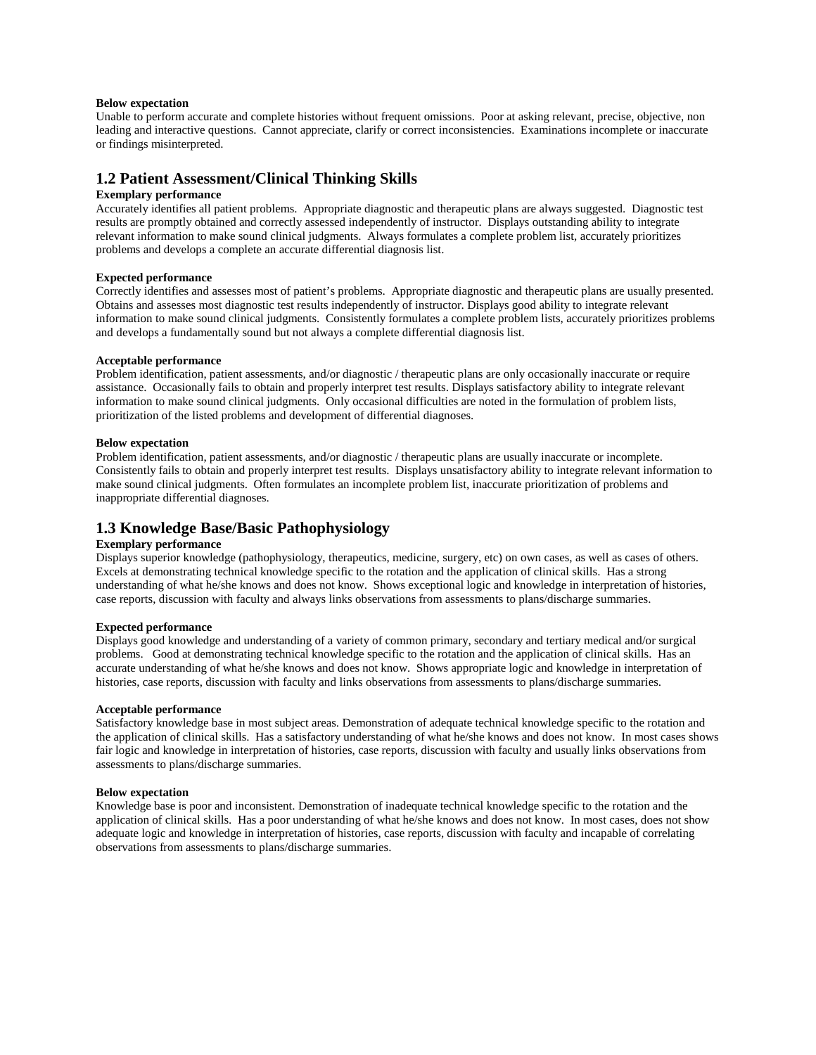**Below expectation**
Unable to perform accurate and complete histories without frequent omissions. Poor at asking relevant, precise, objective, non leading and interactive questions. Cannot appreciate, clarify or correct inconsistencies. Examinations incomplete or inaccurate or findings misinterpreted.

## 1.2 Patient Assessment/Clinical Thinking Skills

**Exemplary performance**
Accurately identifies all patient problems. Appropriate diagnostic and therapeutic plans are always suggested. Diagnostic test results are promptly obtained and correctly assessed independently of instructor. Displays outstanding ability to integrate relevant information to make sound clinical judgments. Always formulates a complete problem list, accurately prioritizes problems and develops a complete an accurate differential diagnosis list.

**Expected performance**
Correctly identifies and assesses most of patient's problems. Appropriate diagnostic and therapeutic plans are usually presented. Obtains and assesses most diagnostic test results independently of instructor. Displays good ability to integrate relevant information to make sound clinical judgments. Consistently formulates a complete problem lists, accurately prioritizes problems and develops a fundamentally sound but not always a complete differential diagnosis list.

**Acceptable performance**
Problem identification, patient assessments, and/or diagnostic / therapeutic plans are only occasionally inaccurate or require assistance. Occasionally fails to obtain and properly interpret test results. Displays satisfactory ability to integrate relevant information to make sound clinical judgments. Only occasional difficulties are noted in the formulation of problem lists, prioritization of the listed problems and development of differential diagnoses.

**Below expectation**
Problem identification, patient assessments, and/or diagnostic / therapeutic plans are usually inaccurate or incomplete. Consistently fails to obtain and properly interpret test results. Displays unsatisfactory ability to integrate relevant information to make sound clinical judgments. Often formulates an incomplete problem list, inaccurate prioritization of problems and inappropriate differential diagnoses.

## 1.3 Knowledge Base/Basic Pathophysiology

**Exemplary performance**
Displays superior knowledge (pathophysiology, therapeutics, medicine, surgery, etc) on own cases, as well as cases of others. Excels at demonstrating technical knowledge specific to the rotation and the application of clinical skills. Has a strong understanding of what he/she knows and does not know. Shows exceptional logic and knowledge in interpretation of histories, case reports, discussion with faculty and always links observations from assessments to plans/discharge summaries.

**Expected performance**
Displays good knowledge and understanding of a variety of common primary, secondary and tertiary medical and/or surgical problems. Good at demonstrating technical knowledge specific to the rotation and the application of clinical skills. Has an accurate understanding of what he/she knows and does not know. Shows appropriate logic and knowledge in interpretation of histories, case reports, discussion with faculty and links observations from assessments to plans/discharge summaries.

**Acceptable performance**
Satisfactory knowledge base in most subject areas. Demonstration of adequate technical knowledge specific to the rotation and the application of clinical skills. Has a satisfactory understanding of what he/she knows and does not know. In most cases shows fair logic and knowledge in interpretation of histories, case reports, discussion with faculty and usually links observations from assessments to plans/discharge summaries.

**Below expectation**
Knowledge base is poor and inconsistent. Demonstration of inadequate technical knowledge specific to the rotation and the application of clinical skills. Has a poor understanding of what he/she knows and does not know. In most cases, does not show adequate logic and knowledge in interpretation of histories, case reports, discussion with faculty and incapable of correlating observations from assessments to plans/discharge summaries.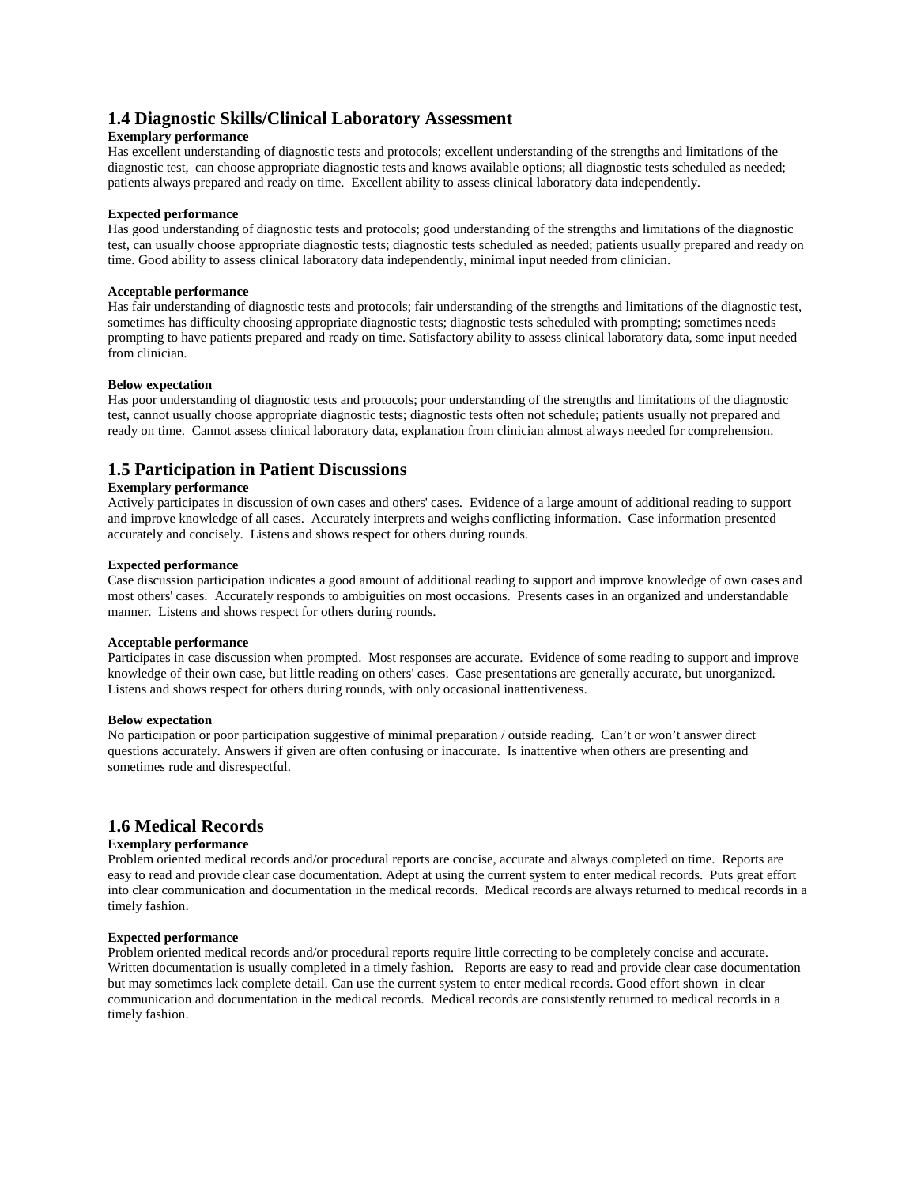## 1.4 Diagnostic Skills/Clinical Laboratory Assessment

**Exemplary performance**

Has excellent understanding of diagnostic tests and protocols; excellent understanding of the strengths and limitations of the diagnostic test, can choose appropriate diagnostic tests and knows available options; all diagnostic tests scheduled as needed; patients always prepared and ready on time. Excellent ability to assess clinical laboratory data independently.

**Expected performance**

Has good understanding of diagnostic tests and protocols; good understanding of the strengths and limitations of the diagnostic test, can usually choose appropriate diagnostic tests; diagnostic tests scheduled as needed; patients usually prepared and ready on time. Good ability to assess clinical laboratory data independently, minimal input needed from clinician.

**Acceptable performance**

Has fair understanding of diagnostic tests and protocols; fair understanding of the strengths and limitations of the diagnostic test, sometimes has difficulty choosing appropriate diagnostic tests; diagnostic tests scheduled with prompting; sometimes needs prompting to have patients prepared and ready on time. Satisfactory ability to assess clinical laboratory data, some input needed from clinician.

**Below expectation**

Has poor understanding of diagnostic tests and protocols; poor understanding of the strengths and limitations of the diagnostic test, cannot usually choose appropriate diagnostic tests; diagnostic tests often not schedule; patients usually not prepared and ready on time. Cannot assess clinical laboratory data, explanation from clinician almost always needed for comprehension.

## 1.5 Participation in Patient Discussions

**Exemplary performance**

Actively participates in discussion of own cases and others' cases. Evidence of a large amount of additional reading to support and improve knowledge of all cases. Accurately interprets and weighs conflicting information. Case information presented accurately and concisely. Listens and shows respect for others during rounds.

**Expected performance**

Case discussion participation indicates a good amount of additional reading to support and improve knowledge of own cases and most others' cases. Accurately responds to ambiguities on most occasions. Presents cases in an organized and understandable manner. Listens and shows respect for others during rounds.

**Acceptable performance**

Participates in case discussion when prompted. Most responses are accurate. Evidence of some reading to support and improve knowledge of their own case, but little reading on others' cases. Case presentations are generally accurate, but unorganized. Listens and shows respect for others during rounds, with only occasional inattentiveness.

**Below expectation**

No participation or poor participation suggestive of minimal preparation / outside reading. Can't or won't answer direct questions accurately. Answers if given are often confusing or inaccurate. Is inattentive when others are presenting and sometimes rude and disrespectful.

## 1.6 Medical Records

**Exemplary performance**

Problem oriented medical records and/or procedural reports are concise, accurate and always completed on time. Reports are easy to read and provide clear case documentation. Adept at using the current system to enter medical records. Puts great effort into clear communication and documentation in the medical records. Medical records are always returned to medical records in a timely fashion.

**Expected performance**

Problem oriented medical records and/or procedural reports require little correcting to be completely concise and accurate. Written documentation is usually completed in a timely fashion. Reports are easy to read and provide clear case documentation but may sometimes lack complete detail. Can use the current system to enter medical records. Good effort shown in clear communication and documentation in the medical records. Medical records are consistently returned to medical records in a timely fashion.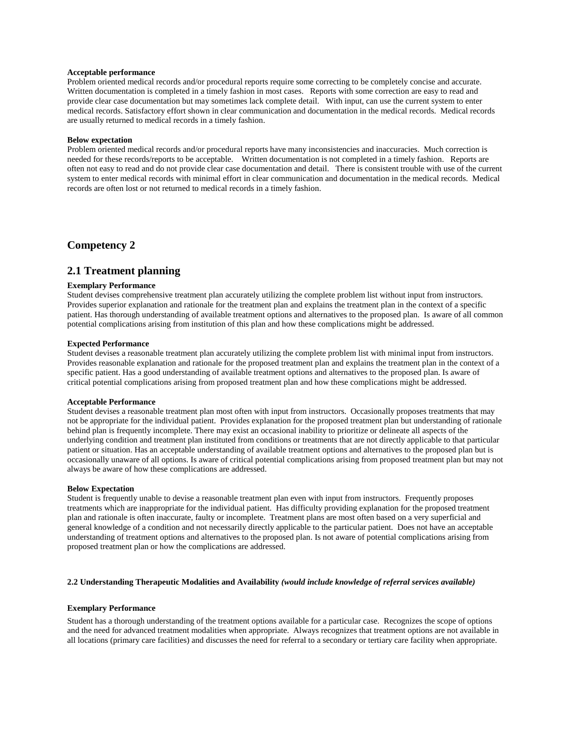**Acceptable performance**

Problem oriented medical records and/or procedural reports require some correcting to be completely concise and accurate. Written documentation is completed in a timely fashion in most cases. Reports with some correction are easy to read and provide clear case documentation but may sometimes lack complete detail. With input, can use the current system to enter medical records. Satisfactory effort shown in clear communication and documentation in the medical records. Medical records are usually returned to medical records in a timely fashion.

**Below expectation**

Problem oriented medical records and/or procedural reports have many inconsistencies and inaccuracies. Much correction is needed for these records/reports to be acceptable. Written documentation is not completed in a timely fashion. Reports are often not easy to read and do not provide clear case documentation and detail. There is consistent trouble with use of the current system to enter medical records with minimal effort in clear communication and documentation in the medical records. Medical records are often lost or not returned to medical records in a timely fashion.

## Competency 2

## 2.1 Treatment planning

**Exemplary Performance**

Student devises comprehensive treatment plan accurately utilizing the complete problem list without input from instructors. Provides superior explanation and rationale for the treatment plan and explains the treatment plan in the context of a specific patient. Has thorough understanding of available treatment options and alternatives to the proposed plan. Is aware of all common potential complications arising from institution of this plan and how these complications might be addressed.

**Expected Performance**

Student devises a reasonable treatment plan accurately utilizing the complete problem list with minimal input from instructors. Provides reasonable explanation and rationale for the proposed treatment plan and explains the treatment plan in the context of a specific patient. Has a good understanding of available treatment options and alternatives to the proposed plan. Is aware of critical potential complications arising from proposed treatment plan and how these complications might be addressed.

**Acceptable Performance**

Student devises a reasonable treatment plan most often with input from instructors. Occasionally proposes treatments that may not be appropriate for the individual patient. Provides explanation for the proposed treatment plan but understanding of rationale behind plan is frequently incomplete. There may exist an occasional inability to prioritize or delineate all aspects of the underlying condition and treatment plan instituted from conditions or treatments that are not directly applicable to that particular patient or situation. Has an acceptable understanding of available treatment options and alternatives to the proposed plan but is occasionally unaware of all options. Is aware of critical potential complications arising from proposed treatment plan but may not always be aware of how these complications are addressed.

**Below Expectation**

Student is frequently unable to devise a reasonable treatment plan even with input from instructors. Frequently proposes treatments which are inappropriate for the individual patient. Has difficulty providing explanation for the proposed treatment plan and rationale is often inaccurate, faulty or incomplete. Treatment plans are most often based on a very superficial and general knowledge of a condition and not necessarily directly applicable to the particular patient. Does not have an acceptable understanding of treatment options and alternatives to the proposed plan. Is not aware of potential complications arising from proposed treatment plan or how the complications are addressed.

**2.2 Understanding Therapeutic Modalities and Availability** ***(would include knowledge of referral services available)***

**Exemplary Performance**

Student has a thorough understanding of the treatment options available for a particular case. Recognizes the scope of options and the need for advanced treatment modalities when appropriate. Always recognizes that treatment options are not available in all locations (primary care facilities) and discusses the need for referral to a secondary or tertiary care facility when appropriate.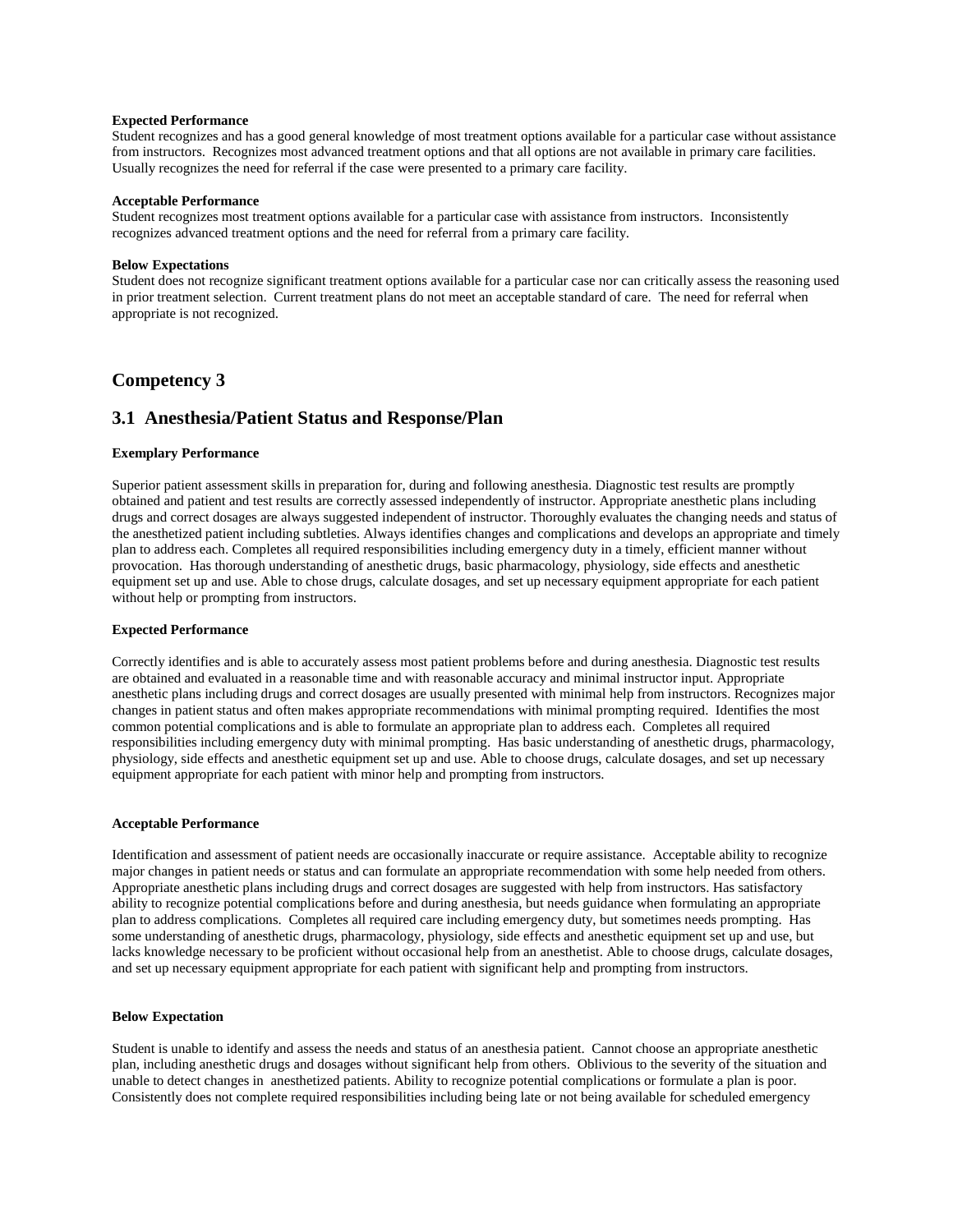**Expected Performance**
Student recognizes and has a good general knowledge of most treatment options available for a particular case without assistance from instructors. Recognizes most advanced treatment options and that all options are not available in primary care facilities. Usually recognizes the need for referral if the case were presented to a primary care facility.

**Acceptable Performance**
Student recognizes most treatment options available for a particular case with assistance from instructors. Inconsistently recognizes advanced treatment options and the need for referral from a primary care facility.

**Below Expectations**
Student does not recognize significant treatment options available for a particular case nor can critically assess the reasoning used in prior treatment selection. Current treatment plans do not meet an acceptable standard of care. The need for referral when appropriate is not recognized.

## Competency 3

## 3.1 Anesthesia/Patient Status and Response/Plan

**Exemplary Performance**

Superior patient assessment skills in preparation for, during and following anesthesia. Diagnostic test results are promptly obtained and patient and test results are correctly assessed independently of instructor. Appropriate anesthetic plans including drugs and correct dosages are always suggested independent of instructor. Thoroughly evaluates the changing needs and status of the anesthetized patient including subtleties. Always identifies changes and complications and develops an appropriate and timely plan to address each. Completes all required responsibilities including emergency duty in a timely, efficient manner without provocation. Has thorough understanding of anesthetic drugs, basic pharmacology, physiology, side effects and anesthetic equipment set up and use. Able to chose drugs, calculate dosages, and set up necessary equipment appropriate for each patient without help or prompting from instructors.

**Expected Performance**

Correctly identifies and is able to accurately assess most patient problems before and during anesthesia. Diagnostic test results are obtained and evaluated in a reasonable time and with reasonable accuracy and minimal instructor input. Appropriate anesthetic plans including drugs and correct dosages are usually presented with minimal help from instructors. Recognizes major changes in patient status and often makes appropriate recommendations with minimal prompting required. Identifies the most common potential complications and is able to formulate an appropriate plan to address each. Completes all required responsibilities including emergency duty with minimal prompting. Has basic understanding of anesthetic drugs, pharmacology, physiology, side effects and anesthetic equipment set up and use. Able to choose drugs, calculate dosages, and set up necessary equipment appropriate for each patient with minor help and prompting from instructors.

**Acceptable Performance**

Identification and assessment of patient needs are occasionally inaccurate or require assistance. Acceptable ability to recognize major changes in patient needs or status and can formulate an appropriate recommendation with some help needed from others. Appropriate anesthetic plans including drugs and correct dosages are suggested with help from instructors. Has satisfactory ability to recognize potential complications before and during anesthesia, but needs guidance when formulating an appropriate plan to address complications. Completes all required care including emergency duty, but sometimes needs prompting. Has some understanding of anesthetic drugs, pharmacology, physiology, side effects and anesthetic equipment set up and use, but lacks knowledge necessary to be proficient without occasional help from an anesthetist. Able to choose drugs, calculate dosages, and set up necessary equipment appropriate for each patient with significant help and prompting from instructors.

**Below Expectation**

Student is unable to identify and assess the needs and status of an anesthesia patient. Cannot choose an appropriate anesthetic plan, including anesthetic drugs and dosages without significant help from others. Oblivious to the severity of the situation and unable to detect changes in anesthetized patients. Ability to recognize potential complications or formulate a plan is poor. Consistently does not complete required responsibilities including being late or not being available for scheduled emergency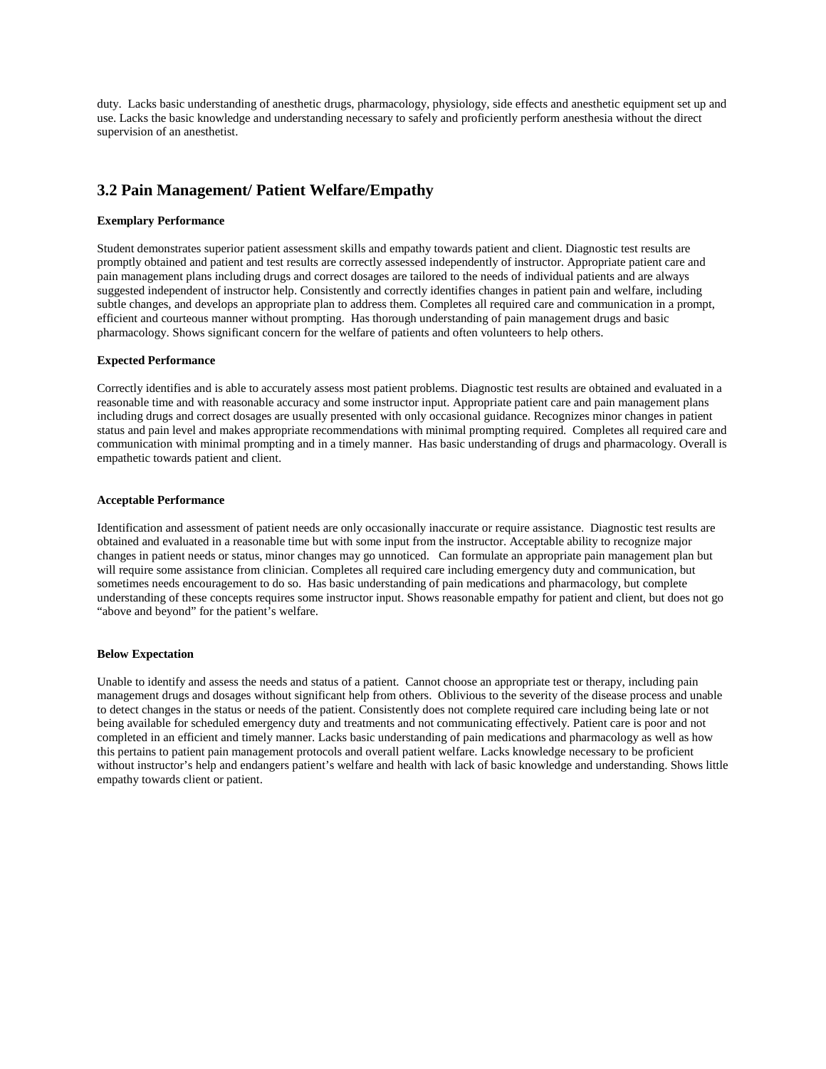duty. Lacks basic understanding of anesthetic drugs, pharmacology, physiology, side effects and anesthetic equipment set up and use. Lacks the basic knowledge and understanding necessary to safely and proficiently perform anesthesia without the direct supervision of an anesthetist.

## 3.2 Pain Management/ Patient Welfare/Empathy

**Exemplary Performance**

Student demonstrates superior patient assessment skills and empathy towards patient and client. Diagnostic test results are promptly obtained and patient and test results are correctly assessed independently of instructor. Appropriate patient care and pain management plans including drugs and correct dosages are tailored to the needs of individual patients and are always suggested independent of instructor help. Consistently and correctly identifies changes in patient pain and welfare, including subtle changes, and develops an appropriate plan to address them. Completes all required care and communication in a prompt, efficient and courteous manner without prompting. Has thorough understanding of pain management drugs and basic pharmacology. Shows significant concern for the welfare of patients and often volunteers to help others.

**Expected Performance**

Correctly identifies and is able to accurately assess most patient problems. Diagnostic test results are obtained and evaluated in a reasonable time and with reasonable accuracy and some instructor input. Appropriate patient care and pain management plans including drugs and correct dosages are usually presented with only occasional guidance. Recognizes minor changes in patient status and pain level and makes appropriate recommendations with minimal prompting required. Completes all required care and communication with minimal prompting and in a timely manner. Has basic understanding of drugs and pharmacology. Overall is empathetic towards patient and client.

**Acceptable Performance**

Identification and assessment of patient needs are only occasionally inaccurate or require assistance. Diagnostic test results are obtained and evaluated in a reasonable time but with some input from the instructor. Acceptable ability to recognize major changes in patient needs or status, minor changes may go unnoticed. Can formulate an appropriate pain management plan but will require some assistance from clinician. Completes all required care including emergency duty and communication, but sometimes needs encouragement to do so. Has basic understanding of pain medications and pharmacology, but complete understanding of these concepts requires some instructor input. Shows reasonable empathy for patient and client, but does not go "above and beyond" for the patient's welfare.

**Below Expectation**

Unable to identify and assess the needs and status of a patient. Cannot choose an appropriate test or therapy, including pain management drugs and dosages without significant help from others. Oblivious to the severity of the disease process and unable to detect changes in the status or needs of the patient. Consistently does not complete required care including being late or not being available for scheduled emergency duty and treatments and not communicating effectively. Patient care is poor and not completed in an efficient and timely manner. Lacks basic understanding of pain medications and pharmacology as well as how this pertains to patient pain management protocols and overall patient welfare. Lacks knowledge necessary to be proficient without instructor's help and endangers patient's welfare and health with lack of basic knowledge and understanding. Shows little empathy towards client or patient.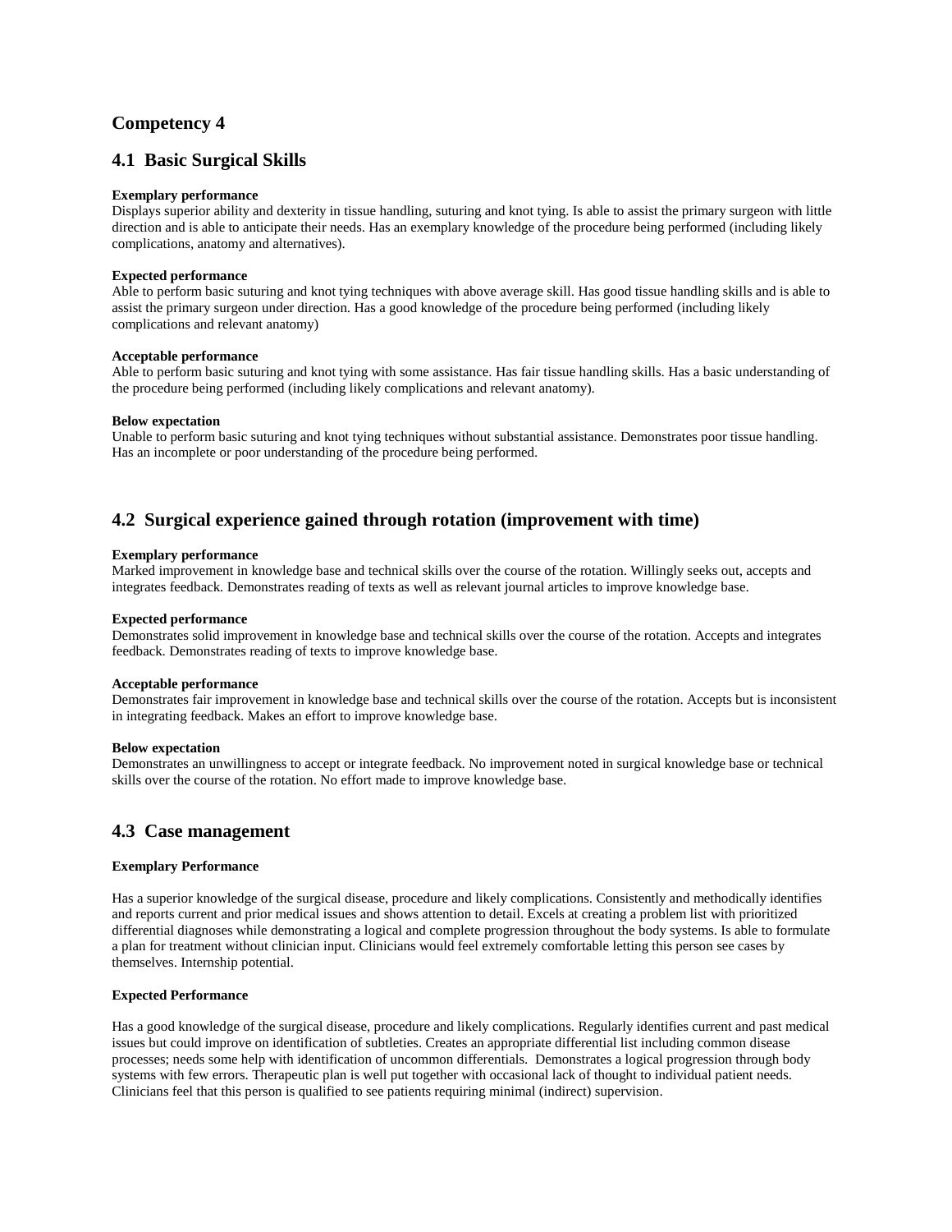## Competency 4

### 4.1 Basic Surgical Skills

**Exemplary performance**
Displays superior ability and dexterity in tissue handling, suturing and knot tying. Is able to assist the primary surgeon with little direction and is able to anticipate their needs. Has an exemplary knowledge of the procedure being performed (including likely complications, anatomy and alternatives).

**Expected performance**
Able to perform basic suturing and knot tying techniques with above average skill. Has good tissue handling skills and is able to assist the primary surgeon under direction. Has a good knowledge of the procedure being performed (including likely complications and relevant anatomy)

**Acceptable performance**
Able to perform basic suturing and knot tying with some assistance. Has fair tissue handling skills. Has a basic understanding of the procedure being performed (including likely complications and relevant anatomy).

**Below expectation**
Unable to perform basic suturing and knot tying techniques without substantial assistance. Demonstrates poor tissue handling. Has an incomplete or poor understanding of the procedure being performed.

### 4.2 Surgical experience gained through rotation (improvement with time)

**Exemplary performance**
Marked improvement in knowledge base and technical skills over the course of the rotation. Willingly seeks out, accepts and integrates feedback. Demonstrates reading of texts as well as relevant journal articles to improve knowledge base.

**Expected performance**
Demonstrates solid improvement in knowledge base and technical skills over the course of the rotation. Accepts and integrates feedback. Demonstrates reading of texts to improve knowledge base.

**Acceptable performance**
Demonstrates fair improvement in knowledge base and technical skills over the course of the rotation. Accepts but is inconsistent in integrating feedback. Makes an effort to improve knowledge base.

**Below expectation**
Demonstrates an unwillingness to accept or integrate feedback. No improvement noted in surgical knowledge base or technical skills over the course of the rotation. No effort made to improve knowledge base.

### 4.3 Case management

**Exemplary Performance**

Has a superior knowledge of the surgical disease, procedure and likely complications. Consistently and methodically identifies and reports current and prior medical issues and shows attention to detail. Excels at creating a problem list with prioritized differential diagnoses while demonstrating a logical and complete progression throughout the body systems. Is able to formulate a plan for treatment without clinician input. Clinicians would feel extremely comfortable letting this person see cases by themselves. Internship potential.

**Expected Performance**

Has a good knowledge of the surgical disease, procedure and likely complications. Regularly identifies current and past medical issues but could improve on identification of subtleties. Creates an appropriate differential list including common disease processes; needs some help with identification of uncommon differentials. Demonstrates a logical progression through body systems with few errors. Therapeutic plan is well put together with occasional lack of thought to individual patient needs. Clinicians feel that this person is qualified to see patients requiring minimal (indirect) supervision.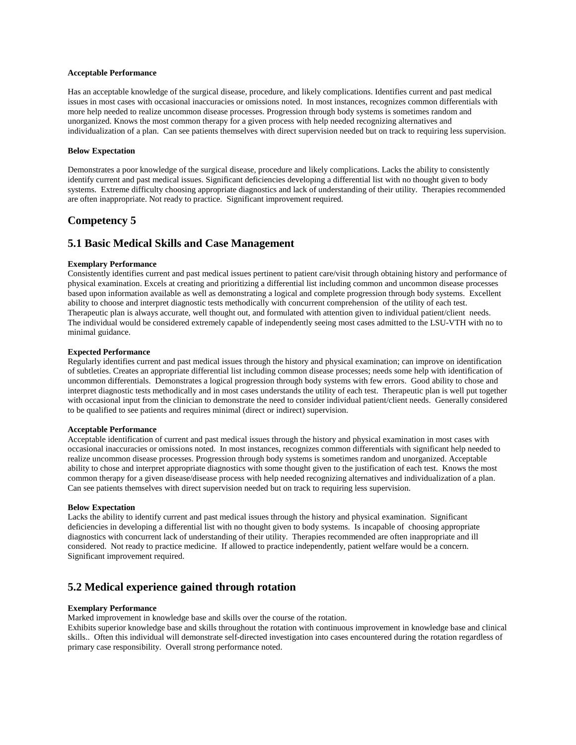**Acceptable Performance**

Has an acceptable knowledge of the surgical disease, procedure, and likely complications. Identifies current and past medical issues in most cases with occasional inaccuracies or omissions noted. In most instances, recognizes common differentials with more help needed to realize uncommon disease processes. Progression through body systems is sometimes random and unorganized. Knows the most common therapy for a given process with help needed recognizing alternatives and individualization of a plan. Can see patients themselves with direct supervision needed but on track to requiring less supervision.

**Below Expectation**

Demonstrates a poor knowledge of the surgical disease, procedure and likely complications. Lacks the ability to consistently identify current and past medical issues. Significant deficiencies developing a differential list with no thought given to body systems. Extreme difficulty choosing appropriate diagnostics and lack of understanding of their utility. Therapies recommended are often inappropriate. Not ready to practice. Significant improvement required.

## Competency 5

## 5.1 Basic Medical Skills and Case Management

**Exemplary Performance**
Consistently identifies current and past medical issues pertinent to patient care/visit through obtaining history and performance of physical examination. Excels at creating and prioritizing a differential list including common and uncommon disease processes based upon information available as well as demonstrating a logical and complete progression through body systems. Excellent ability to choose and interpret diagnostic tests methodically with concurrent comprehension of the utility of each test. Therapeutic plan is always accurate, well thought out, and formulated with attention given to individual patient/client needs. The individual would be considered extremely capable of independently seeing most cases admitted to the LSU-VTH with no to minimal guidance.

**Expected Performance**
Regularly identifies current and past medical issues through the history and physical examination; can improve on identification of subtleties. Creates an appropriate differential list including common disease processes; needs some help with identification of uncommon differentials. Demonstrates a logical progression through body systems with few errors. Good ability to chose and interpret diagnostic tests methodically and in most cases understands the utility of each test. Therapeutic plan is well put together with occasional input from the clinician to demonstrate the need to consider individual patient/client needs. Generally considered to be qualified to see patients and requires minimal (direct or indirect) supervision.

**Acceptable Performance**
Acceptable identification of current and past medical issues through the history and physical examination in most cases with occasional inaccuracies or omissions noted. In most instances, recognizes common differentials with significant help needed to realize uncommon disease processes. Progression through body systems is sometimes random and unorganized. Acceptable ability to chose and interpret appropriate diagnostics with some thought given to the justification of each test. Knows the most common therapy for a given disease/disease process with help needed recognizing alternatives and individualization of a plan. Can see patients themselves with direct supervision needed but on track to requiring less supervision.

**Below Expectation**
Lacks the ability to identify current and past medical issues through the history and physical examination. Significant deficiencies in developing a differential list with no thought given to body systems. Is incapable of choosing appropriate diagnostics with concurrent lack of understanding of their utility. Therapies recommended are often inappropriate and ill considered. Not ready to practice medicine. If allowed to practice independently, patient welfare would be a concern. Significant improvement required.

## 5.2 Medical experience gained through rotation

**Exemplary Performance**
Marked improvement in knowledge base and skills over the course of the rotation.
Exhibits superior knowledge base and skills throughout the rotation with continuous improvement in knowledge base and clinical skills.. Often this individual will demonstrate self-directed investigation into cases encountered during the rotation regardless of primary case responsibility. Overall strong performance noted.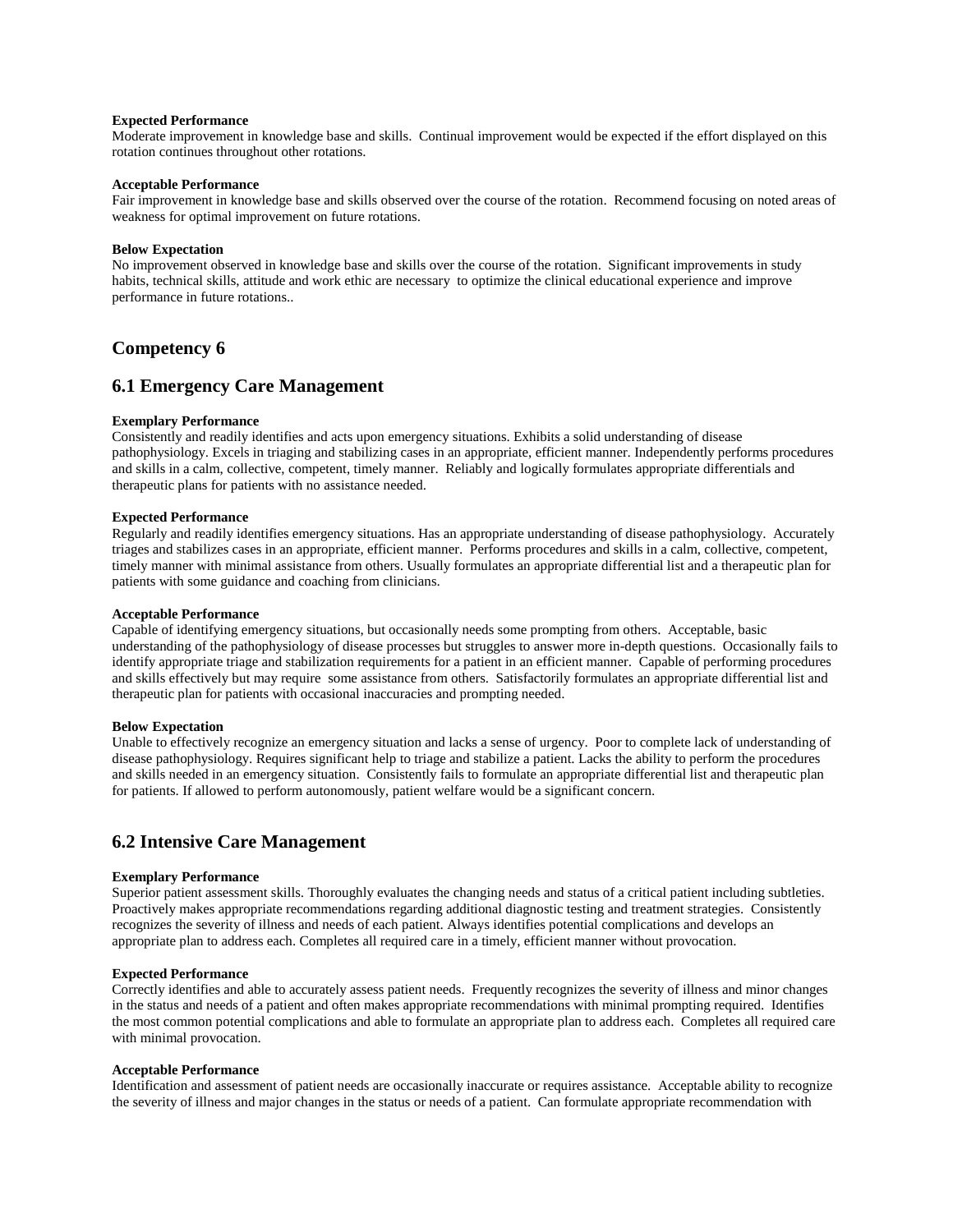**Expected Performance**
Moderate improvement in knowledge base and skills. Continual improvement would be expected if the effort displayed on this rotation continues throughout other rotations.

**Acceptable Performance**
Fair improvement in knowledge base and skills observed over the course of the rotation. Recommend focusing on noted areas of weakness for optimal improvement on future rotations.

**Below Expectation**
No improvement observed in knowledge base and skills over the course of the rotation. Significant improvements in study habits, technical skills, attitude and work ethic are necessary to optimize the clinical educational experience and improve performance in future rotations..

## Competency 6

## 6.1 Emergency Care Management

**Exemplary Performance**
Consistently and readily identifies and acts upon emergency situations. Exhibits a solid understanding of disease pathophysiology. Excels in triaging and stabilizing cases in an appropriate, efficient manner. Independently performs procedures and skills in a calm, collective, competent, timely manner. Reliably and logically formulates appropriate differentials and therapeutic plans for patients with no assistance needed.

**Expected Performance**
Regularly and readily identifies emergency situations. Has an appropriate understanding of disease pathophysiology. Accurately triages and stabilizes cases in an appropriate, efficient manner. Performs procedures and skills in a calm, collective, competent, timely manner with minimal assistance from others. Usually formulates an appropriate differential list and a therapeutic plan for patients with some guidance and coaching from clinicians.

**Acceptable Performance**
Capable of identifying emergency situations, but occasionally needs some prompting from others. Acceptable, basic understanding of the pathophysiology of disease processes but struggles to answer more in-depth questions. Occasionally fails to identify appropriate triage and stabilization requirements for a patient in an efficient manner. Capable of performing procedures and skills effectively but may require some assistance from others. Satisfactorily formulates an appropriate differential list and therapeutic plan for patients with occasional inaccuracies and prompting needed.

**Below Expectation**
Unable to effectively recognize an emergency situation and lacks a sense of urgency. Poor to complete lack of understanding of disease pathophysiology. Requires significant help to triage and stabilize a patient. Lacks the ability to perform the procedures and skills needed in an emergency situation. Consistently fails to formulate an appropriate differential list and therapeutic plan for patients. If allowed to perform autonomously, patient welfare would be a significant concern.

## 6.2 Intensive Care Management

**Exemplary Performance**
Superior patient assessment skills. Thoroughly evaluates the changing needs and status of a critical patient including subtleties. Proactively makes appropriate recommendations regarding additional diagnostic testing and treatment strategies. Consistently recognizes the severity of illness and needs of each patient. Always identifies potential complications and develops an appropriate plan to address each. Completes all required care in a timely, efficient manner without provocation.

**Expected Performance**
Correctly identifies and able to accurately assess patient needs. Frequently recognizes the severity of illness and minor changes in the status and needs of a patient and often makes appropriate recommendations with minimal prompting required. Identifies the most common potential complications and able to formulate an appropriate plan to address each. Completes all required care with minimal provocation.

**Acceptable Performance**
Identification and assessment of patient needs are occasionally inaccurate or requires assistance. Acceptable ability to recognize the severity of illness and major changes in the status or needs of a patient. Can formulate appropriate recommendation with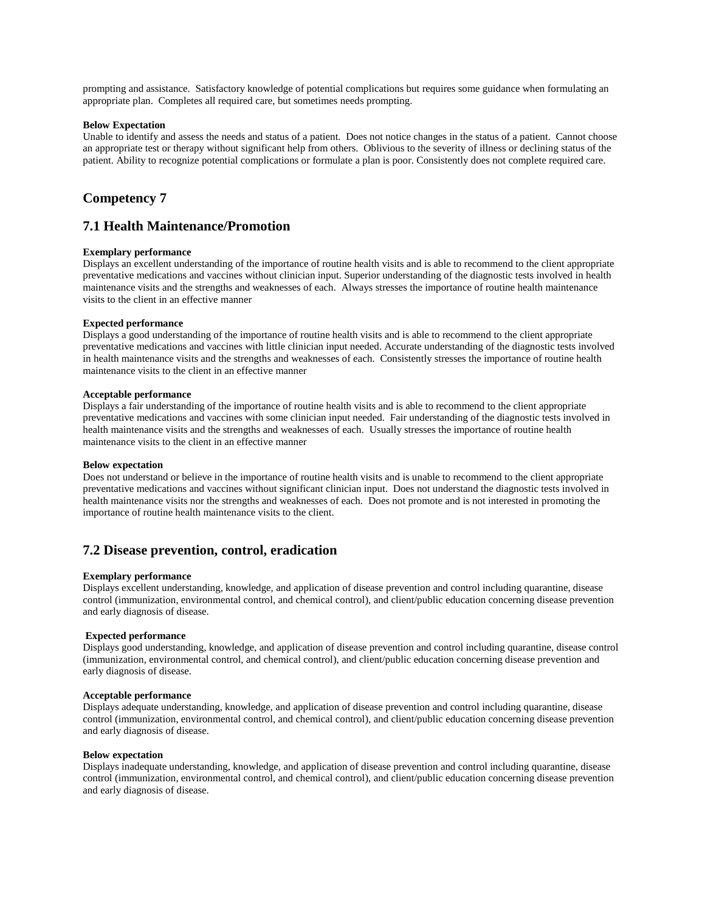prompting and assistance. Satisfactory knowledge of potential complications but requires some guidance when formulating an appropriate plan. Completes all required care, but sometimes needs prompting.

**Below Expectation**
Unable to identify and assess the needs and status of a patient. Does not notice changes in the status of a patient. Cannot choose an appropriate test or therapy without significant help from others. Oblivious to the severity of illness or declining status of the patient. Ability to recognize potential complications or formulate a plan is poor. Consistently does not complete required care.

## Competency 7

## 7.1 Health Maintenance/Promotion

**Exemplary performance**
Displays an excellent understanding of the importance of routine health visits and is able to recommend to the client appropriate preventative medications and vaccines without clinician input. Superior understanding of the diagnostic tests involved in health maintenance visits and the strengths and weaknesses of each. Always stresses the importance of routine health maintenance visits to the client in an effective manner

**Expected performance**
Displays a good understanding of the importance of routine health visits and is able to recommend to the client appropriate preventative medications and vaccines with little clinician input needed. Accurate understanding of the diagnostic tests involved in health maintenance visits and the strengths and weaknesses of each. Consistently stresses the importance of routine health maintenance visits to the client in an effective manner

**Acceptable performance**
Displays a fair understanding of the importance of routine health visits and is able to recommend to the client appropriate preventative medications and vaccines with some clinician input needed. Fair understanding of the diagnostic tests involved in health maintenance visits and the strengths and weaknesses of each. Usually stresses the importance of routine health maintenance visits to the client in an effective manner

**Below expectation**
Does not understand or believe in the importance of routine health visits and is unable to recommend to the client appropriate preventative medications and vaccines without significant clinician input. Does not understand the diagnostic tests involved in health maintenance visits nor the strengths and weaknesses of each. Does not promote and is not interested in promoting the importance of routine health maintenance visits to the client.

## 7.2 Disease prevention, control, eradication

**Exemplary performance**
Displays excellent understanding, knowledge, and application of disease prevention and control including quarantine, disease control (immunization, environmental control, and chemical control), and client/public education concerning disease prevention and early diagnosis of disease.

**Expected performance**
Displays good understanding, knowledge, and application of disease prevention and control including quarantine, disease control (immunization, environmental control, and chemical control), and client/public education concerning disease prevention and early diagnosis of disease.

**Acceptable performance**
Displays adequate understanding, knowledge, and application of disease prevention and control including quarantine, disease control (immunization, environmental control, and chemical control), and client/public education concerning disease prevention and early diagnosis of disease.

**Below expectation**
Displays inadequate understanding, knowledge, and application of disease prevention and control including quarantine, disease control (immunization, environmental control, and chemical control), and client/public education concerning disease prevention and early diagnosis of disease.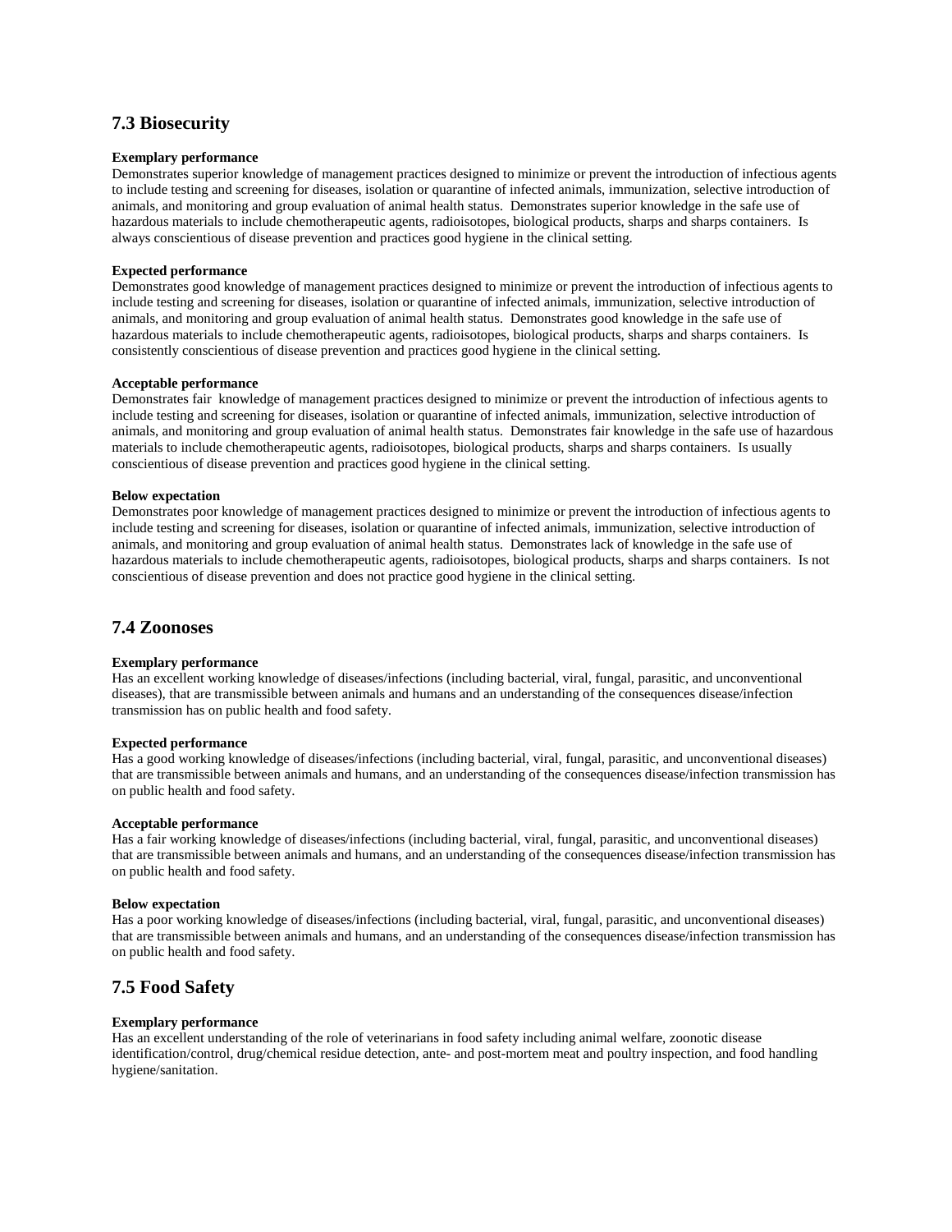## 7.3 Biosecurity

**Exemplary performance**
Demonstrates superior knowledge of management practices designed to minimize or prevent the introduction of infectious agents to include testing and screening for diseases, isolation or quarantine of infected animals, immunization, selective introduction of animals, and monitoring and group evaluation of animal health status. Demonstrates superior knowledge in the safe use of hazardous materials to include chemotherapeutic agents, radioisotopes, biological products, sharps and sharps containers. Is always conscientious of disease prevention and practices good hygiene in the clinical setting.

**Expected performance**
Demonstrates good knowledge of management practices designed to minimize or prevent the introduction of infectious agents to include testing and screening for diseases, isolation or quarantine of infected animals, immunization, selective introduction of animals, and monitoring and group evaluation of animal health status. Demonstrates good knowledge in the safe use of hazardous materials to include chemotherapeutic agents, radioisotopes, biological products, sharps and sharps containers. Is consistently conscientious of disease prevention and practices good hygiene in the clinical setting.

**Acceptable performance**
Demonstrates fair knowledge of management practices designed to minimize or prevent the introduction of infectious agents to include testing and screening for diseases, isolation or quarantine of infected animals, immunization, selective introduction of animals, and monitoring and group evaluation of animal health status. Demonstrates fair knowledge in the safe use of hazardous materials to include chemotherapeutic agents, radioisotopes, biological products, sharps and sharps containers. Is usually conscientious of disease prevention and practices good hygiene in the clinical setting.

**Below expectation**
Demonstrates poor knowledge of management practices designed to minimize or prevent the introduction of infectious agents to include testing and screening for diseases, isolation or quarantine of infected animals, immunization, selective introduction of animals, and monitoring and group evaluation of animal health status. Demonstrates lack of knowledge in the safe use of hazardous materials to include chemotherapeutic agents, radioisotopes, biological products, sharps and sharps containers. Is not conscientious of disease prevention and does not practice good hygiene in the clinical setting.

## 7.4 Zoonoses

**Exemplary performance**
Has an excellent working knowledge of diseases/infections (including bacterial, viral, fungal, parasitic, and unconventional diseases), that are transmissible between animals and humans and an understanding of the consequences disease/infection transmission has on public health and food safety.

**Expected performance**
Has a good working knowledge of diseases/infections (including bacterial, viral, fungal, parasitic, and unconventional diseases) that are transmissible between animals and humans, and an understanding of the consequences disease/infection transmission has on public health and food safety.

**Acceptable performance**
Has a fair working knowledge of diseases/infections (including bacterial, viral, fungal, parasitic, and unconventional diseases) that are transmissible between animals and humans, and an understanding of the consequences disease/infection transmission has on public health and food safety.

**Below expectation**
Has a poor working knowledge of diseases/infections (including bacterial, viral, fungal, parasitic, and unconventional diseases) that are transmissible between animals and humans, and an understanding of the consequences disease/infection transmission has on public health and food safety.

## 7.5 Food Safety

**Exemplary performance**
Has an excellent understanding of the role of veterinarians in food safety including animal welfare, zoonotic disease identification/control, drug/chemical residue detection, ante- and post-mortem meat and poultry inspection, and food handling hygiene/sanitation.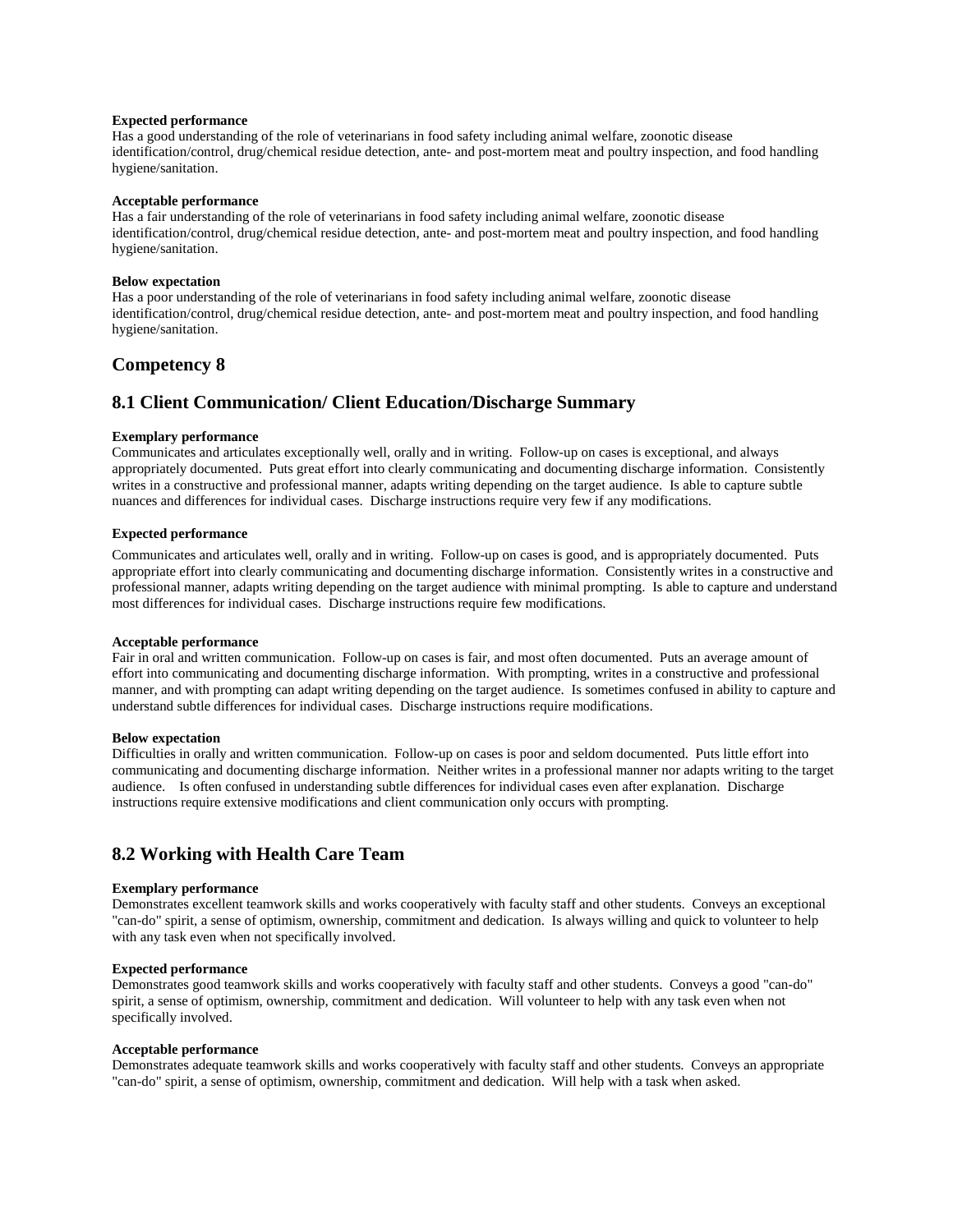**Expected performance**
Has a good understanding of the role of veterinarians in food safety including animal welfare, zoonotic disease identification/control, drug/chemical residue detection, ante- and post-mortem meat and poultry inspection, and food handling hygiene/sanitation.

**Acceptable performance**
Has a fair understanding of the role of veterinarians in food safety including animal welfare, zoonotic disease identification/control, drug/chemical residue detection, ante- and post-mortem meat and poultry inspection, and food handling hygiene/sanitation.

**Below expectation**
Has a poor understanding of the role of veterinarians in food safety including animal welfare, zoonotic disease identification/control, drug/chemical residue detection, ante- and post-mortem meat and poultry inspection, and food handling hygiene/sanitation.

## Competency 8

## 8.1 Client Communication/ Client Education/Discharge Summary

**Exemplary performance**
Communicates and articulates exceptionally well, orally and in writing. Follow-up on cases is exceptional, and always appropriately documented. Puts great effort into clearly communicating and documenting discharge information. Consistently writes in a constructive and professional manner, adapts writing depending on the target audience. Is able to capture subtle nuances and differences for individual cases. Discharge instructions require very few if any modifications.

**Expected performance**
Communicates and articulates well, orally and in writing. Follow-up on cases is good, and is appropriately documented. Puts appropriate effort into clearly communicating and documenting discharge information. Consistently writes in a constructive and professional manner, adapts writing depending on the target audience with minimal prompting. Is able to capture and understand most differences for individual cases. Discharge instructions require few modifications.

**Acceptable performance**
Fair in oral and written communication. Follow-up on cases is fair, and most often documented. Puts an average amount of effort into communicating and documenting discharge information. With prompting, writes in a constructive and professional manner, and with prompting can adapt writing depending on the target audience. Is sometimes confused in ability to capture and understand subtle differences for individual cases. Discharge instructions require modifications.

**Below expectation**
Difficulties in orally and written communication. Follow-up on cases is poor and seldom documented. Puts little effort into communicating and documenting discharge information. Neither writes in a professional manner nor adapts writing to the target audience. Is often confused in understanding subtle differences for individual cases even after explanation. Discharge instructions require extensive modifications and client communication only occurs with prompting.

## 8.2 Working with Health Care Team

**Exemplary performance**
Demonstrates excellent teamwork skills and works cooperatively with faculty staff and other students. Conveys an exceptional "can-do" spirit, a sense of optimism, ownership, commitment and dedication. Is always willing and quick to volunteer to help with any task even when not specifically involved.

**Expected performance**
Demonstrates good teamwork skills and works cooperatively with faculty staff and other students. Conveys a good "can-do" spirit, a sense of optimism, ownership, commitment and dedication. Will volunteer to help with any task even when not specifically involved.

**Acceptable performance**
Demonstrates adequate teamwork skills and works cooperatively with faculty staff and other students. Conveys an appropriate "can-do" spirit, a sense of optimism, ownership, commitment and dedication. Will help with a task when asked.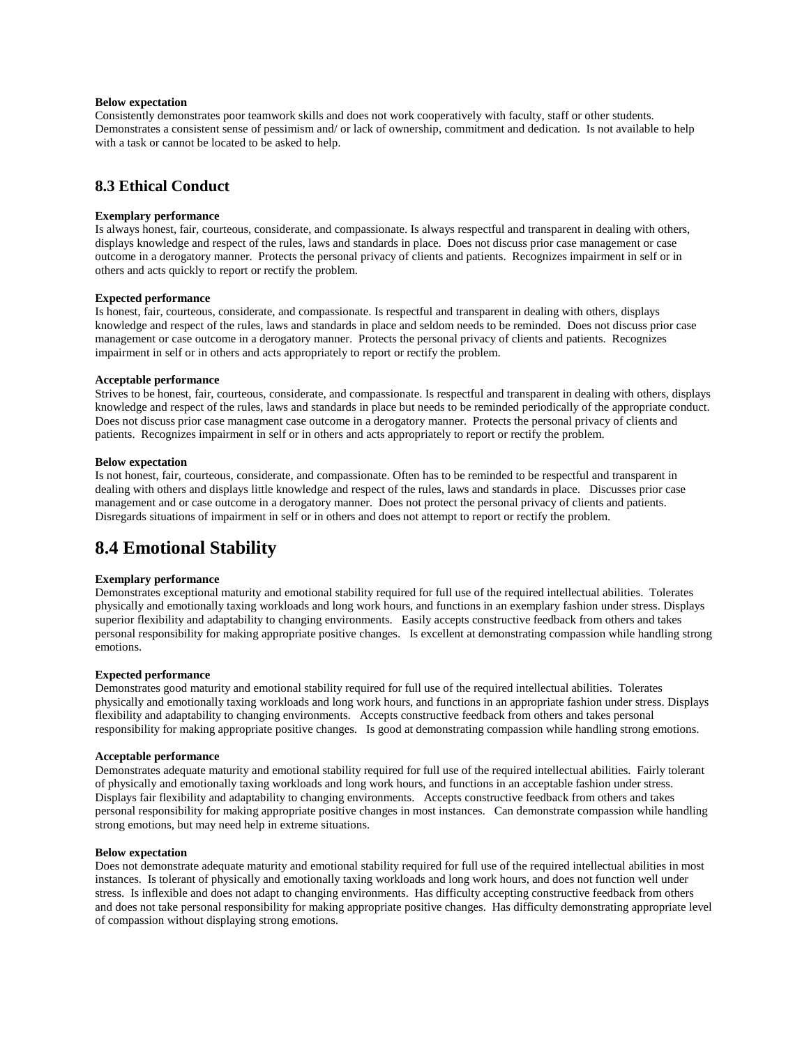**Below expectation**
Consistently demonstrates poor teamwork skills and does not work cooperatively with faculty, staff or other students. Demonstrates a consistent sense of pessimism and/ or lack of ownership, commitment and dedication. Is not available to help with a task or cannot be located to be asked to help.

### 8.3 Ethical Conduct

**Exemplary performance**
Is always honest, fair, courteous, considerate, and compassionate. Is always respectful and transparent in dealing with others, displays knowledge and respect of the rules, laws and standards in place. Does not discuss prior case management or case outcome in a derogatory manner. Protects the personal privacy of clients and patients. Recognizes impairment in self or in others and acts quickly to report or rectify the problem.

**Expected performance**
Is honest, fair, courteous, considerate, and compassionate. Is respectful and transparent in dealing with others, displays knowledge and respect of the rules, laws and standards in place and seldom needs to be reminded. Does not discuss prior case management or case outcome in a derogatory manner. Protects the personal privacy of clients and patients. Recognizes impairment in self or in others and acts appropriately to report or rectify the problem.

**Acceptable performance**
Strives to be honest, fair, courteous, considerate, and compassionate. Is respectful and transparent in dealing with others, displays knowledge and respect of the rules, laws and standards in place but needs to be reminded periodically of the appropriate conduct. Does not discuss prior case managment case outcome in a derogatory manner. Protects the personal privacy of clients and patients. Recognizes impairment in self or in others and acts appropriately to report or rectify the problem.

**Below expectation**
Is not honest, fair, courteous, considerate, and compassionate. Often has to be reminded to be respectful and transparent in dealing with others and displays little knowledge and respect of the rules, laws and standards in place. Discusses prior case management and or case outcome in a derogatory manner. Does not protect the personal privacy of clients and patients. Disregards situations of impairment in self or in others and does not attempt to report or rectify the problem.

## 8.4 Emotional Stability

**Exemplary performance**
Demonstrates exceptional maturity and emotional stability required for full use of the required intellectual abilities. Tolerates physically and emotionally taxing workloads and long work hours, and functions in an exemplary fashion under stress. Displays superior flexibility and adaptability to changing environments. Easily accepts constructive feedback from others and takes personal responsibility for making appropriate positive changes. Is excellent at demonstrating compassion while handling strong emotions.

**Expected performance**
Demonstrates good maturity and emotional stability required for full use of the required intellectual abilities. Tolerates physically and emotionally taxing workloads and long work hours, and functions in an appropriate fashion under stress. Displays flexibility and adaptability to changing environments. Accepts constructive feedback from others and takes personal responsibility for making appropriate positive changes. Is good at demonstrating compassion while handling strong emotions.

**Acceptable performance**
Demonstrates adequate maturity and emotional stability required for full use of the required intellectual abilities. Fairly tolerant of physically and emotionally taxing workloads and long work hours, and functions in an acceptable fashion under stress. Displays fair flexibility and adaptability to changing environments. Accepts constructive feedback from others and takes personal responsibility for making appropriate positive changes in most instances. Can demonstrate compassion while handling strong emotions, but may need help in extreme situations.

**Below expectation**
Does not demonstrate adequate maturity and emotional stability required for full use of the required intellectual abilities in most instances. Is tolerant of physically and emotionally taxing workloads and long work hours, and does not function well under stress. Is inflexible and does not adapt to changing environments. Has difficulty accepting constructive feedback from others and does not take personal responsibility for making appropriate positive changes. Has difficulty demonstrating appropriate level of compassion without displaying strong emotions.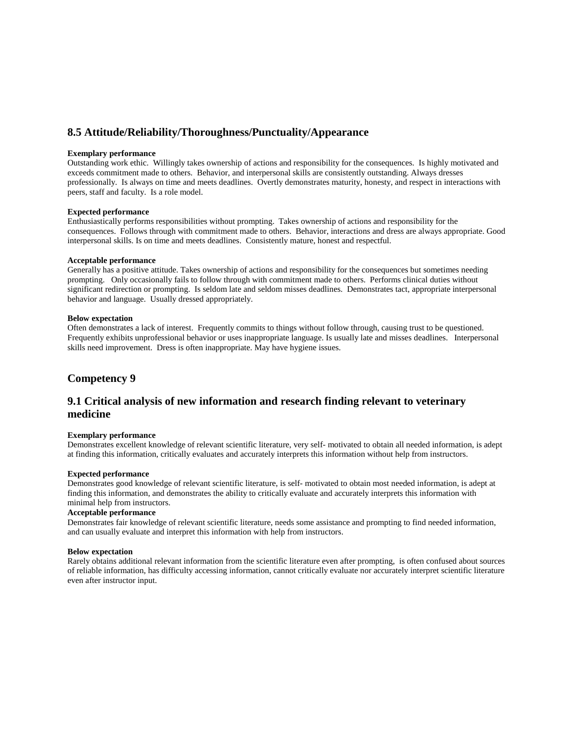## 8.5 Attitude/Reliability/Thoroughness/Punctuality/Appearance

**Exemplary performance**
Outstanding work ethic. Willingly takes ownership of actions and responsibility for the consequences. Is highly motivated and exceeds commitment made to others. Behavior, and interpersonal skills are consistently outstanding. Always dresses professionally. Is always on time and meets deadlines. Overtly demonstrates maturity, honesty, and respect in interactions with peers, staff and faculty. Is a role model.

**Expected performance**
Enthusiastically performs responsibilities without prompting. Takes ownership of actions and responsibility for the consequences. Follows through with commitment made to others. Behavior, interactions and dress are always appropriate. Good interpersonal skills. Is on time and meets deadlines. Consistently mature, honest and respectful.

**Acceptable performance**
Generally has a positive attitude. Takes ownership of actions and responsibility for the consequences but sometimes needing prompting. Only occasionally fails to follow through with commitment made to others. Performs clinical duties without significant redirection or prompting. Is seldom late and seldom misses deadlines. Demonstrates tact, appropriate interpersonal behavior and language. Usually dressed appropriately.

**Below expectation**
Often demonstrates a lack of interest. Frequently commits to things without follow through, causing trust to be questioned. Frequently exhibits unprofessional behavior or uses inappropriate language. Is usually late and misses deadlines. Interpersonal skills need improvement. Dress is often inappropriate. May have hygiene issues.

## Competency 9

## 9.1 Critical analysis of new information and research finding relevant to veterinary medicine

**Exemplary performance**
Demonstrates excellent knowledge of relevant scientific literature, very self- motivated to obtain all needed information, is adept at finding this information, critically evaluates and accurately interprets this information without help from instructors.

**Expected performance**
Demonstrates good knowledge of relevant scientific literature, is self- motivated to obtain most needed information, is adept at finding this information, and demonstrates the ability to critically evaluate and accurately interprets this information with minimal help from instructors.

**Acceptable performance**
Demonstrates fair knowledge of relevant scientific literature, needs some assistance and prompting to find needed information, and can usually evaluate and interpret this information with help from instructors.

**Below expectation**
Rarely obtains additional relevant information from the scientific literature even after prompting, is often confused about sources of reliable information, has difficulty accessing information, cannot critically evaluate nor accurately interpret scientific literature even after instructor input.